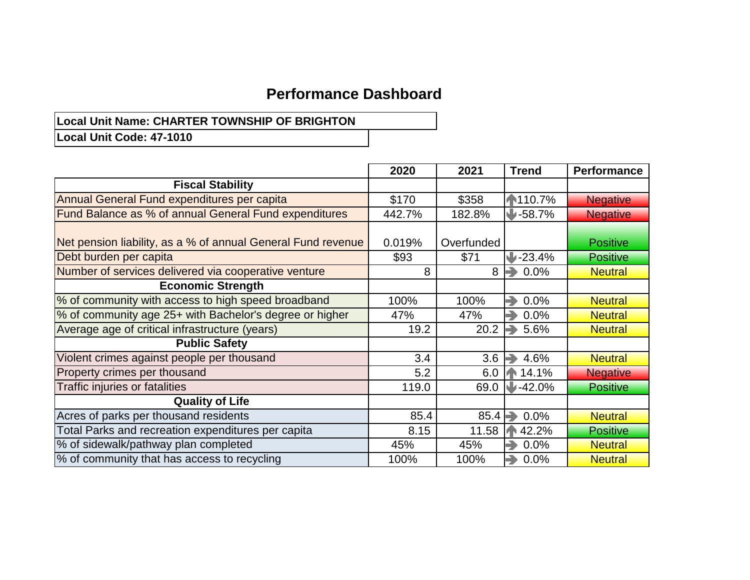# Performance Dashboard

**Local Unit Name: CHARTER TOWNSHIP OF BRIGHTON**

**Local Unit Code: 47-1010**

| | 2020 | 2021 | Trend | Performance |
|---|---|---|---|---|
| **Fiscal Stability** | | | | |
| Annual General Fund expenditures per capita | $170 | $358 | ↑ 110.7% | Negative |
| Fund Balance as % of annual General Fund expenditures | 442.7% | 182.8% | ↓ -58.7% | Negative |
| Net pension liability, as a % of annual General Fund revenue | 0.019% | Overfunded | | Positive |
| Debt burden per capita | $93 | $71 | ↓ -23.4% | Positive |
| Number of services delivered via cooperative venture | 8 | 8 | → 0.0% | Neutral |
| **Economic Strength** | | | | |
| % of community with access to high speed broadband | 100% | 100% | → 0.0% | Neutral |
| % of community age 25+ with Bachelor's degree or higher | 47% | 47% | → 0.0% | Neutral |
| Average age of critical infrastructure (years) | 19.2 | 20.2 | → 5.6% | Neutral |
| **Public Safety** | | | | |
| Violent crimes against people per thousand | 3.4 | 3.6 | → 4.6% | Neutral |
| Property crimes per thousand | 5.2 | 6.0 | ↑ 14.1% | Negative |
| Traffic injuries or fatalities | 119.0 | 69.0 | ↓ -42.0% | Positive |
| **Quality of Life** | | | | |
| Acres of parks per thousand residents | 85.4 | 85.4 | → 0.0% | Neutral |
| Total Parks and recreation expenditures per capita | 8.15 | 11.58 | ↑ 42.2% | Positive |
| % of sidewalk/pathway plan completed | 45% | 45% | → 0.0% | Neutral |
| % of community that has access to recycling | 100% | 100% | → 0.0% | Neutral |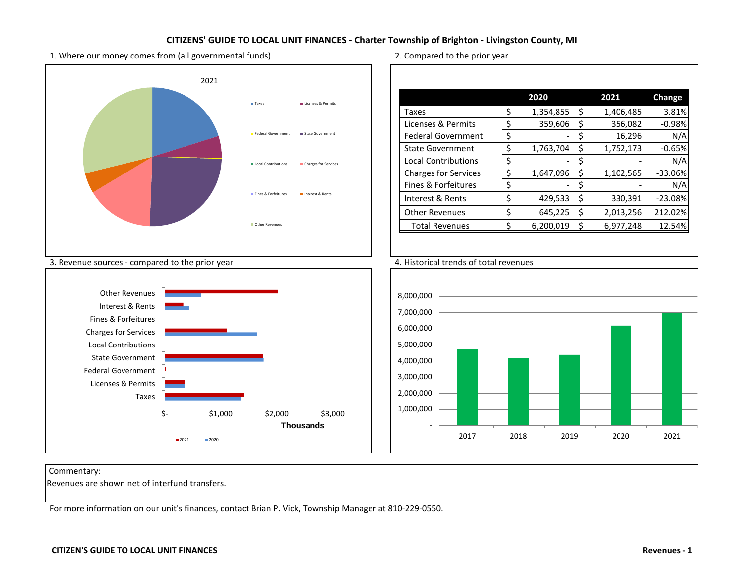# CITIZENS' GUIDE TO LOCAL UNIT FINANCES - Charter Township of Brighton - Livingston County, MI

## 1. Where our money comes from (all governmental funds)

2021

- Taxes
- Licenses & Permits
- Federal Government
- State Government
- Local Contributions
- Charges for Services
- Fines & Forfeitures
- Interest & Rents
- Other Revenues

## 2. Compared to the prior year

| | 2020 | 2021 | Change |
|---|---|---|---|
| Taxes | $ 1,354,855 | $ 1,406,485 | 3.81% |
| Licenses & Permits | $ 359,606 | $ 356,082 | -0.98% |
| Federal Government | $ - | $ 16,296 | N/A |
| State Government | $ 1,763,704 | $ 1,752,173 | -0.65% |
| Local Contributions | $ - | $ - | N/A |
| Charges for Services | $ 1,647,096 | $ 1,102,565 | -33.06% |
| Fines & Forfeitures | $ - | $ - | N/A |
| Interest & Rents | $ 429,533 | $ 330,391 | -23.08% |
| Other Revenues | $ 645,225 | $ 2,013,256 | 212.02% |
| Total Revenues | $ 6,200,019 | $ 6,977,248 | 12.54% |

## 3. Revenue sources - compared to the prior year

Other Revenues, Interest & Rents, Fines & Forfeitures, Charges for Services, Local Contributions, State Government, Federal Government, Licenses & Permits, Taxes

$- $1,000 $2,000 $3,000

Thousands

2021 2020

## 4. Historical trends of total revenues

8,000,000; 7,000,000; 6,000,000; 5,000,000; 4,000,000; 3,000,000; 2,000,000; 1,000,000; -

2017 2018 2019 2020 2021

Commentary:
Revenues are shown net of interfund transfers.

For more information on our unit's finances, contact Brian P. Vick, Township Manager at 810-229-0550.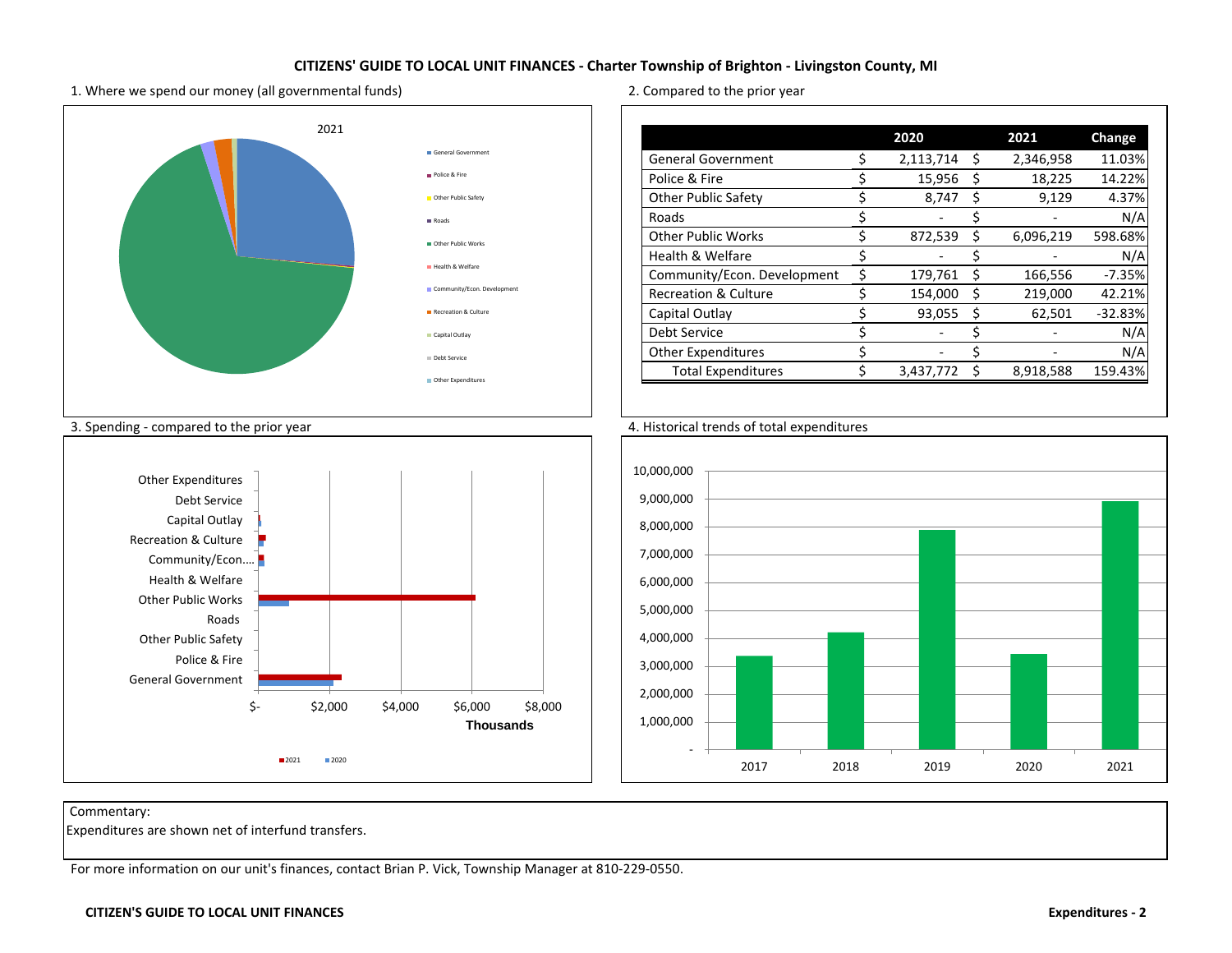**CITIZENS' GUIDE TO LOCAL UNIT FINANCES - Charter Township of Brighton - Livingston County, MI**

1. Where we spend our money (all governmental funds)

2021

- General Government
- Police & Fire
- Other Public Safety
- Roads
- Other Public Works
- Health & Welfare
- Community/Econ. Development
- Recreation & Culture
- Capital Outlay
- Debt Service
- Other Expenditures

2. Compared to the prior year

| | 2020 | 2021 | Change |
|---|---|---|---|
| General Government | $ 2,113,714 | $ 2,346,958 | 11.03% |
| Police & Fire | $ 15,956 | $ 18,225 | 14.22% |
| Other Public Safety | $ 8,747 | $ 9,129 | 4.37% |
| Roads | $ - | $ - | N/A |
| Other Public Works | $ 872,539 | $ 6,096,219 | 598.68% |
| Health & Welfare | $ - | $ - | N/A |
| Community/Econ. Development | $ 179,761 | $ 166,556 | -7.35% |
| Recreation & Culture | $ 154,000 | $ 219,000 | 42.21% |
| Capital Outlay | $ 93,055 | $ 62,501 | -32.83% |
| Debt Service | $ - | $ - | N/A |
| Other Expenditures | $ - | $ - | N/A |
| Total Expenditures | $ 3,437,772 | $ 8,918,588 | 159.43% |

3. Spending - compared to the prior year

Categories: Other Expenditures, Debt Service, Capital Outlay, Recreation & Culture, Community/Econ...., Health & Welfare, Other Public Works, Roads, Other Public Safety, Police & Fire, General Government

Axis: $- | $2,000 | $4,000 | $6,000 | $8,000 — Thousands

Legend: 2021, 2020

4. Historical trends of total expenditures

Axis: - | 1,000,000 | 2,000,000 | 3,000,000 | 4,000,000 | 5,000,000 | 6,000,000 | 7,000,000 | 8,000,000 | 9,000,000 | 10,000,000

Years: 2017, 2018, 2019, 2020, 2021

Commentary:
Expenditures are shown net of interfund transfers.

For more information on our unit's finances, contact Brian P. Vick, Township Manager at 810-229-0550.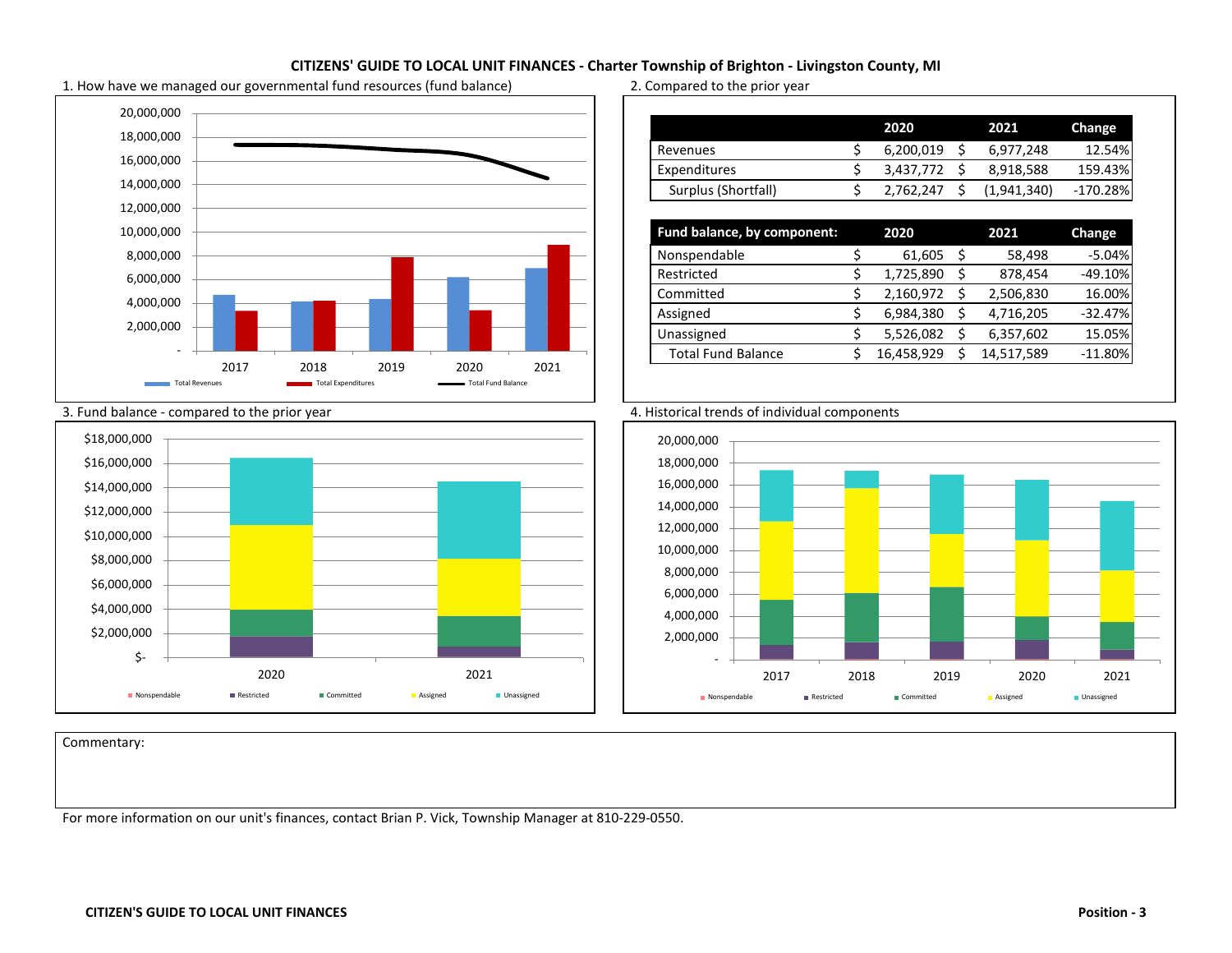# CITIZENS' GUIDE TO LOCAL UNIT FINANCES - Charter Township of Brighton - Livingston County, MI

## 1. How have we managed our governmental fund resources (fund balance)

20,000,000
18,000,000
16,000,000
14,000,000
12,000,000
10,000,000
8,000,000
6,000,000
4,000,000
2,000,000
-

2017 2018 2019 2020 2021

Total Revenues | Total Expenditures | Total Fund Balance

## 2. Compared to the prior year

| | 2020 | 2021 | Change |
|---|---|---|---|
| Revenues | $ 6,200,019 | $ 6,977,248 | 12.54% |
| Expenditures | $ 3,437,772 | $ 8,918,588 | 159.43% |
| Surplus (Shortfall) | $ 2,762,247 | $ (1,941,340) | -170.28% |

| Fund balance, by component: | 2020 | 2021 | Change |
|---|---|---|---|
| Nonspendable | $ 61,605 | $ 58,498 | -5.04% |
| Restricted | $ 1,725,890 | $ 878,454 | -49.10% |
| Committed | $ 2,160,972 | $ 2,506,830 | 16.00% |
| Assigned | $ 6,984,380 | $ 4,716,205 | -32.47% |
| Unassigned | $ 5,526,082 | $ 6,357,602 | 15.05% |
| Total Fund Balance | $ 16,458,929 | $ 14,517,589 | -11.80% |

## 3. Fund balance - compared to the prior year

$18,000,000
$16,000,000
$14,000,000
$12,000,000
$10,000,000
$8,000,000
$6,000,000
$4,000,000
$2,000,000
$-

2020 2021

Nonspendable | Restricted | Committed | Assigned | Unassigned

## 4. Historical trends of individual components

20,000,000
18,000,000
16,000,000
14,000,000
12,000,000
10,000,000
8,000,000
6,000,000
4,000,000
2,000,000
-

2017 2018 2019 2020 2021

Nonspendable | Restricted | Committed | Assigned | Unassigned

Commentary:

For more information on our unit's finances, contact Brian P. Vick, Township Manager at 810-229-0550.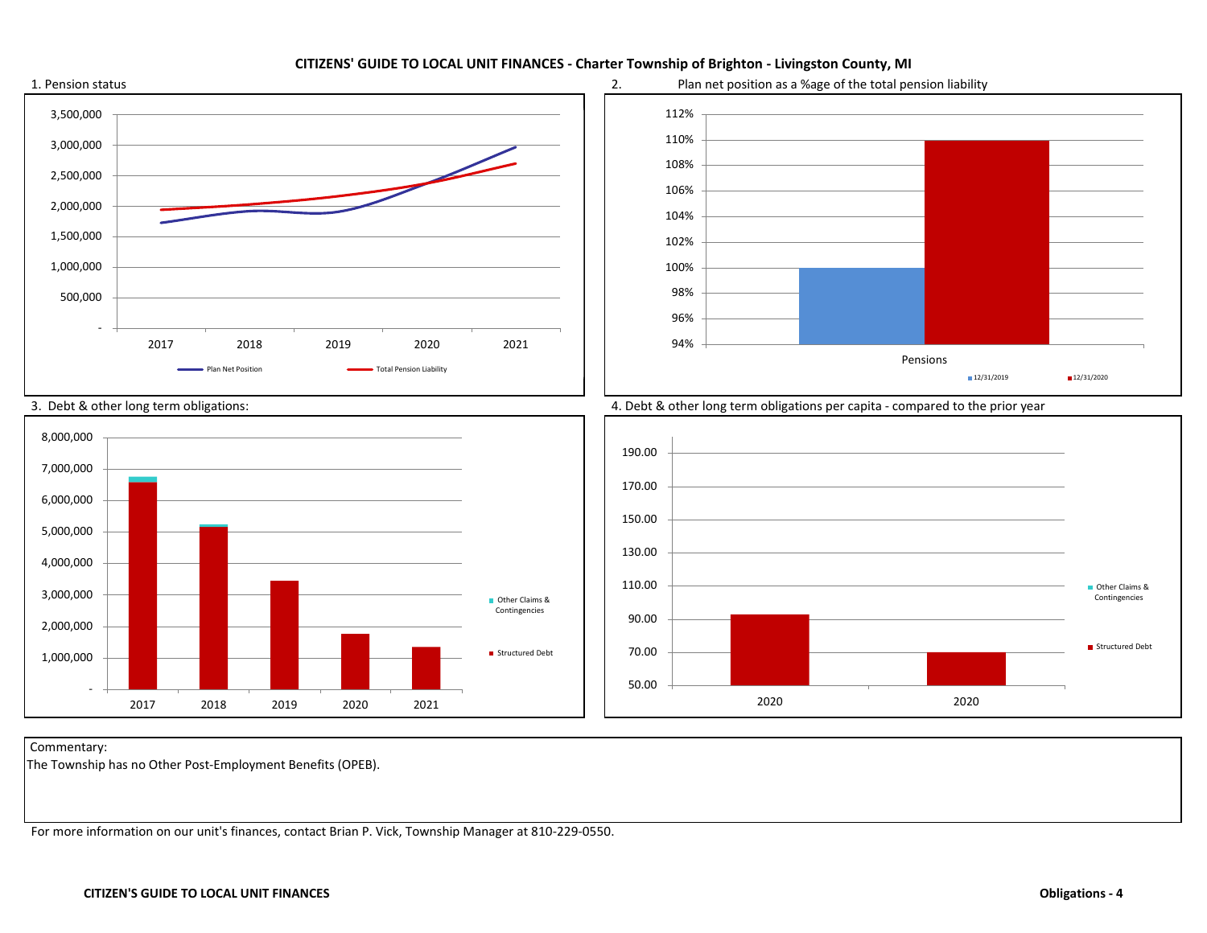## CITIZENS' GUIDE TO LOCAL UNIT FINANCES - Charter Township of Brighton - Livingston County, MI

1. Pension status

Plan Net Position | Total Pension Liability

2017 | 2018 | 2019 | 2020 | 2021

2. Plan net position as a %age of the total pension liability

Pensions

12/31/2019 | 12/31/2020

3. Debt & other long term obligations:

Other Claims & Contingencies | Structured Debt

2017 | 2018 | 2019 | 2020 | 2021

4. Debt & other long term obligations per capita - compared to the prior year

Other Claims & Contingencies | Structured Debt

2020 | 2020

Commentary:

The Township has no Other Post-Employment Benefits (OPEB).

For more information on our unit's finances, contact Brian P. Vick, Township Manager at 810-229-0550.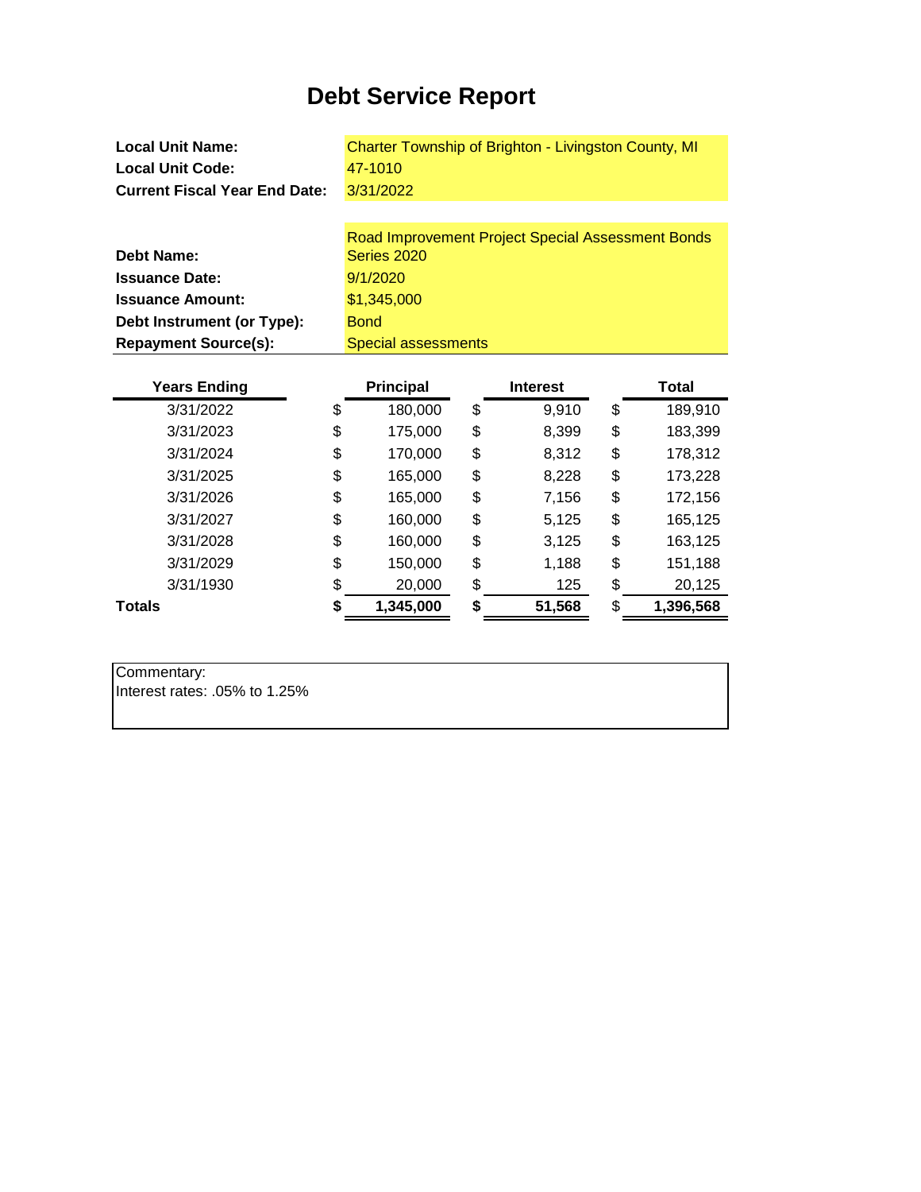# Debt Service Report

| | |
|---|---|
| **Local Unit Name:** | Charter Township of Brighton - Livingston County, MI |
| **Local Unit Code:** | 47-1010 |
| **Current Fiscal Year End Date:** | 3/31/2022 |

| | |
|---|---|
| **Debt Name:** | Road Improvement Project Special Assessment Bonds Series 2020 |
| **Issuance Date:** | 9/1/2020 |
| **Issuance Amount:** | $1,345,000 |
| **Debt Instrument (or Type):** | Bond |
| **Repayment Source(s):** | Special assessments |

| Years Ending | Principal | Interest | Total |
|---|---|---|---|
| 3/31/2022 | $ 180,000 | $ 9,910 | $ 189,910 |
| 3/31/2023 | $ 175,000 | $ 8,399 | $ 183,399 |
| 3/31/2024 | $ 170,000 | $ 8,312 | $ 178,312 |
| 3/31/2025 | $ 165,000 | $ 8,228 | $ 173,228 |
| 3/31/2026 | $ 165,000 | $ 7,156 | $ 172,156 |
| 3/31/2027 | $ 160,000 | $ 5,125 | $ 165,125 |
| 3/31/2028 | $ 160,000 | $ 3,125 | $ 163,125 |
| 3/31/2029 | $ 150,000 | $ 1,188 | $ 151,188 |
| 3/31/1930 | $ 20,000 | $ 125 | $ 20,125 |
| **Totals** | **$ 1,345,000** | **$ 51,568** | $ **1,396,568** |

Commentary:
Interest rates: .05% to 1.25%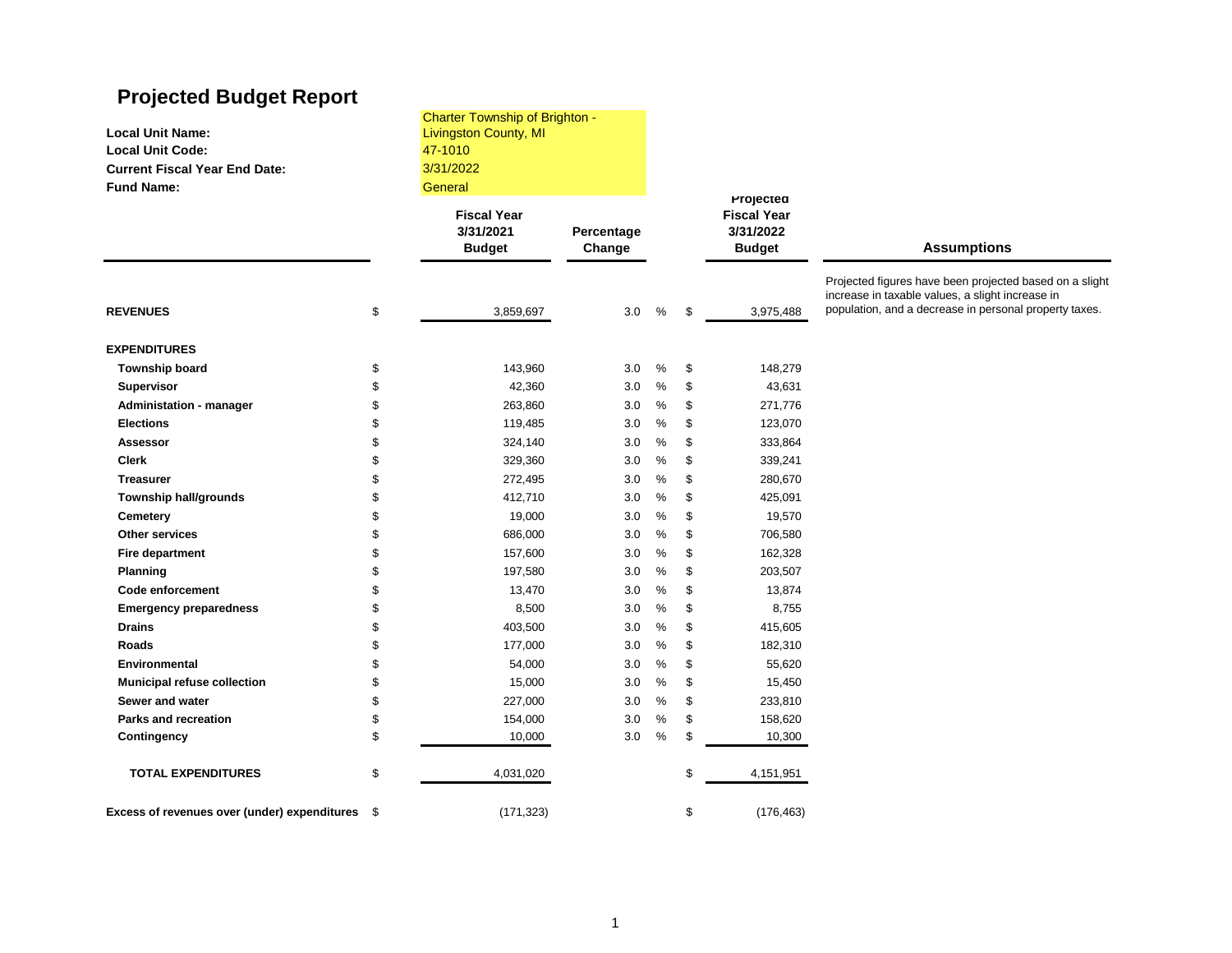# Projected Budget Report

**Local Unit Name:** Charter Township of Brighton - Livingston County, MI
**Local Unit Code:** 47-1010
**Current Fiscal Year End Date:** 3/31/2022
**Fund Name:** General

| | Fiscal Year 3/31/2021 Budget | Percentage Change | Projected Fiscal Year 3/31/2022 Budget | Assumptions |
|---|---|---|---|---|
| **REVENUES** | $ 3,859,697 | 3.0 % | $ 3,975,488 | Projected figures have been projected based on a slight increase in taxable values, a slight increase in population, and a decrease in personal property taxes. |
| **EXPENDITURES** | | | | |
| **Township board** | $ 143,960 | 3.0 % | $ 148,279 | |
| **Supervisor** | $ 42,360 | 3.0 % | $ 43,631 | |
| **Administation - manager** | $ 263,860 | 3.0 % | $ 271,776 | |
| **Elections** | $ 119,485 | 3.0 % | $ 123,070 | |
| **Assessor** | $ 324,140 | 3.0 % | $ 333,864 | |
| **Clerk** | $ 329,360 | 3.0 % | $ 339,241 | |
| **Treasurer** | $ 272,495 | 3.0 % | $ 280,670 | |
| **Township hall/grounds** | $ 412,710 | 3.0 % | $ 425,091 | |
| **Cemetery** | $ 19,000 | 3.0 % | $ 19,570 | |
| **Other services** | $ 686,000 | 3.0 % | $ 706,580 | |
| **Fire department** | $ 157,600 | 3.0 % | $ 162,328 | |
| **Planning** | $ 197,580 | 3.0 % | $ 203,507 | |
| **Code enforcement** | $ 13,470 | 3.0 % | $ 13,874 | |
| **Emergency preparedness** | $ 8,500 | 3.0 % | $ 8,755 | |
| **Drains** | $ 403,500 | 3.0 % | $ 415,605 | |
| **Roads** | $ 177,000 | 3.0 % | $ 182,310 | |
| **Environmental** | $ 54,000 | 3.0 % | $ 55,620 | |
| **Municipal refuse collection** | $ 15,000 | 3.0 % | $ 15,450 | |
| **Sewer and water** | $ 227,000 | 3.0 % | $ 233,810 | |
| **Parks and recreation** | $ 154,000 | 3.0 % | $ 158,620 | |
| **Contingency** | $ 10,000 | 3.0 % | $ 10,300 | |
| **TOTAL EXPENDITURES** | $ 4,031,020 | | $ 4,151,951 | |
| **Excess of revenues over (under) expenditures** | $ (171,323) | | $ (176,463) | |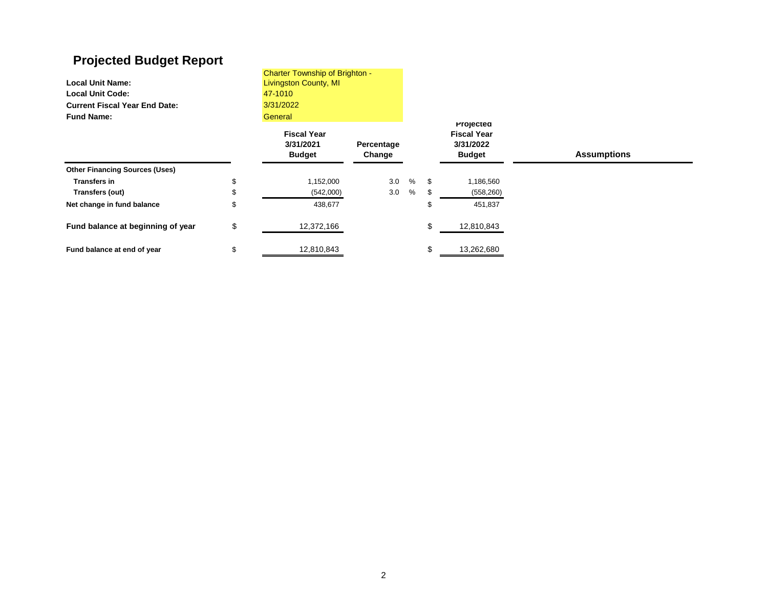# Projected Budget Report

**Local Unit Name:** Charter Township of Brighton - Livingston County, MI

**Local Unit Code:** 47-1010

**Current Fiscal Year End Date:** 3/31/2022

**Fund Name:** General

| | Fiscal Year 3/31/2021 Budget | Percentage Change | Projected Fiscal Year 3/31/2022 Budget | Assumptions |
|---|---|---|---|---|
| **Other Financing Sources (Uses)** | | | | |
| **Transfers in** | $ 1,152,000 | 3.0 % | $ 1,186,560 | |
| **Transfers (out)** | $ (542,000) | 3.0 % | $ (558,260) | |
| **Net change in fund balance** | $ 438,677 | | $ 451,837 | |
| **Fund balance at beginning of year** | $ 12,372,166 | | $ 12,810,843 | |
| **Fund balance at end of year** | $ 12,810,843 | | $ 13,262,680 | |